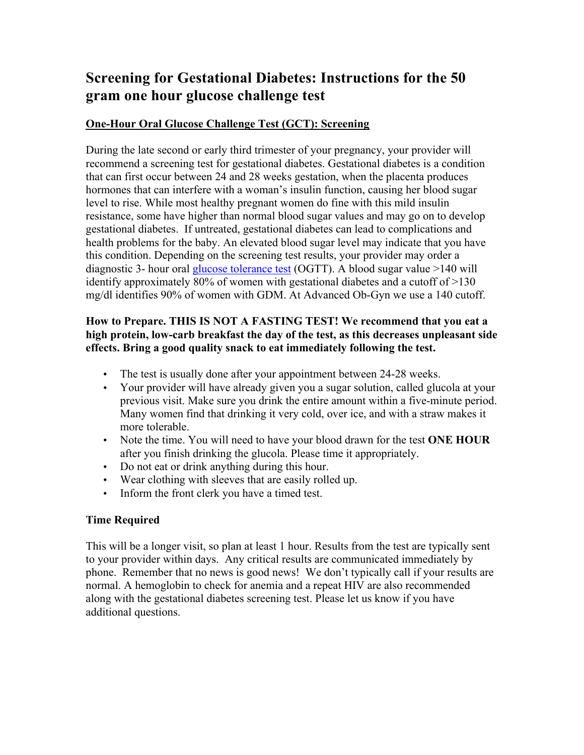# Screening for Gestational Diabetes: Instructions for the 50 gram one hour glucose challenge test

**One-Hour Oral Glucose Challenge Test (GCT): Screening**

During the late second or early third trimester of your pregnancy, your provider will recommend a screening test for gestational diabetes. Gestational diabetes is a condition that can first occur between 24 and 28 weeks gestation, when the placenta produces hormones that can interfere with a woman's insulin function, causing her blood sugar level to rise. While most healthy pregnant women do fine with this mild insulin resistance, some have higher than normal blood sugar values and may go on to develop gestational diabetes. If untreated, gestational diabetes can lead to complications and health problems for the baby. An elevated blood sugar level may indicate that you have this condition. Depending on the screening test results, your provider may order a diagnostic 3- hour oral glucose tolerance test (OGTT). A blood sugar value >140 will identify approximately 80% of women with gestational diabetes and a cutoff of >130 mg/dl identifies 90% of women with GDM. At Advanced Ob-Gyn we use a 140 cutoff.

**How to Prepare. THIS IS NOT A FASTING TEST! We recommend that you eat a high protein, low-carb breakfast the day of the test, as this decreases unpleasant side effects. Bring a good quality snack to eat immediately following the test.**

- The test is usually done after your appointment between 24-28 weeks.
- Your provider will have already given you a sugar solution, called glucola at your previous visit. Make sure you drink the entire amount within a five-minute period. Many women find that drinking it very cold, over ice, and with a straw makes it more tolerable.
- Note the time. You will need to have your blood drawn for the test **ONE HOUR** after you finish drinking the glucola. Please time it appropriately.
- Do not eat or drink anything during this hour.
- Wear clothing with sleeves that are easily rolled up.
- Inform the front clerk you have a timed test.

**Time Required**

This will be a longer visit, so plan at least 1 hour. Results from the test are typically sent to your provider within days. Any critical results are communicated immediately by phone. Remember that no news is good news! We don't typically call if your results are normal. A hemoglobin to check for anemia and a repeat HIV are also recommended along with the gestational diabetes screening test. Please let us know if you have additional questions.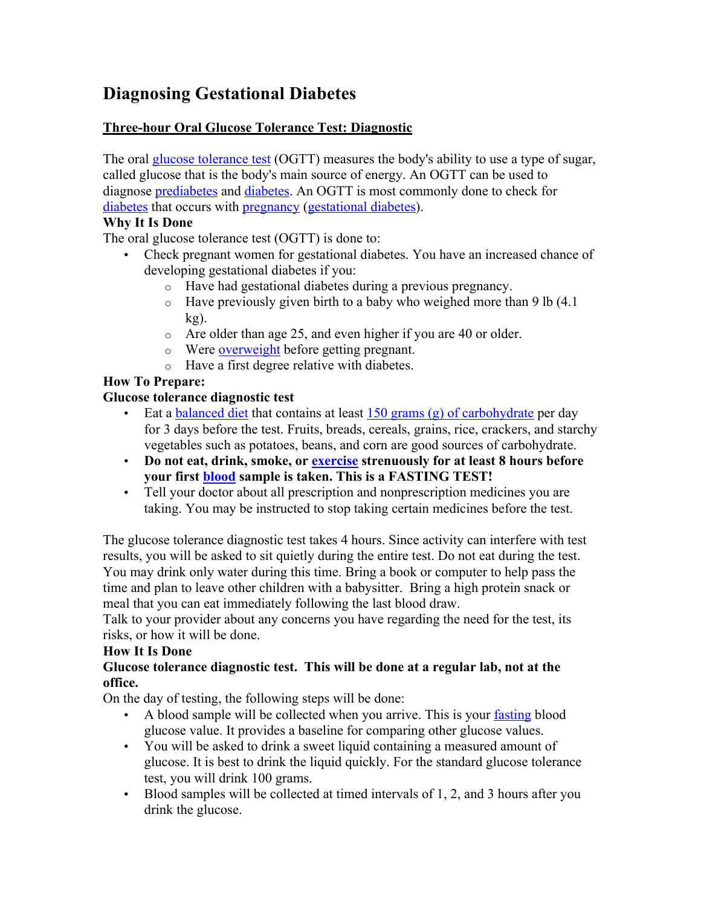# Diagnosing Gestational Diabetes

**Three-hour Oral Glucose Tolerance Test: Diagnostic**

The oral glucose tolerance test (OGTT) measures the body's ability to use a type of sugar, called glucose that is the body's main source of energy. An OGTT can be used to diagnose prediabetes and diabetes. An OGTT is most commonly done to check for diabetes that occurs with pregnancy (gestational diabetes).

**Why It Is Done**

The oral glucose tolerance test (OGTT) is done to:

- Check pregnant women for gestational diabetes. You have an increased chance of developing gestational diabetes if you:
  - Have had gestational diabetes during a previous pregnancy.
  - Have previously given birth to a baby who weighed more than 9 lb (4.1 kg).
  - Are older than age 25, and even higher if you are 40 or older.
  - Were overweight before getting pregnant.
  - Have a first degree relative with diabetes.

**How To Prepare:**

**Glucose tolerance diagnostic test**

- Eat a balanced diet that contains at least 150 grams (g) of carbohydrate per day for 3 days before the test. Fruits, breads, cereals, grains, rice, crackers, and starchy vegetables such as potatoes, beans, and corn are good sources of carbohydrate.
- **Do not eat, drink, smoke, or exercise strenuously for at least 8 hours before your first blood sample is taken. This is a FASTING TEST!**
- Tell your doctor about all prescription and nonprescription medicines you are taking. You may be instructed to stop taking certain medicines before the test.

The glucose tolerance diagnostic test takes 4 hours. Since activity can interfere with test results, you will be asked to sit quietly during the entire test. Do not eat during the test. You may drink only water during this time. Bring a book or computer to help pass the time and plan to leave other children with a babysitter. Bring a high protein snack or meal that you can eat immediately following the last blood draw.

Talk to your provider about any concerns you have regarding the need for the test, its risks, or how it will be done.

**How It Is Done**

**Glucose tolerance diagnostic test. This will be done at a regular lab, not at the office.**

On the day of testing, the following steps will be done:

- A blood sample will be collected when you arrive. This is your fasting blood glucose value. It provides a baseline for comparing other glucose values.
- You will be asked to drink a sweet liquid containing a measured amount of glucose. It is best to drink the liquid quickly. For the standard glucose tolerance test, you will drink 100 grams.
- Blood samples will be collected at timed intervals of 1, 2, and 3 hours after you drink the glucose.